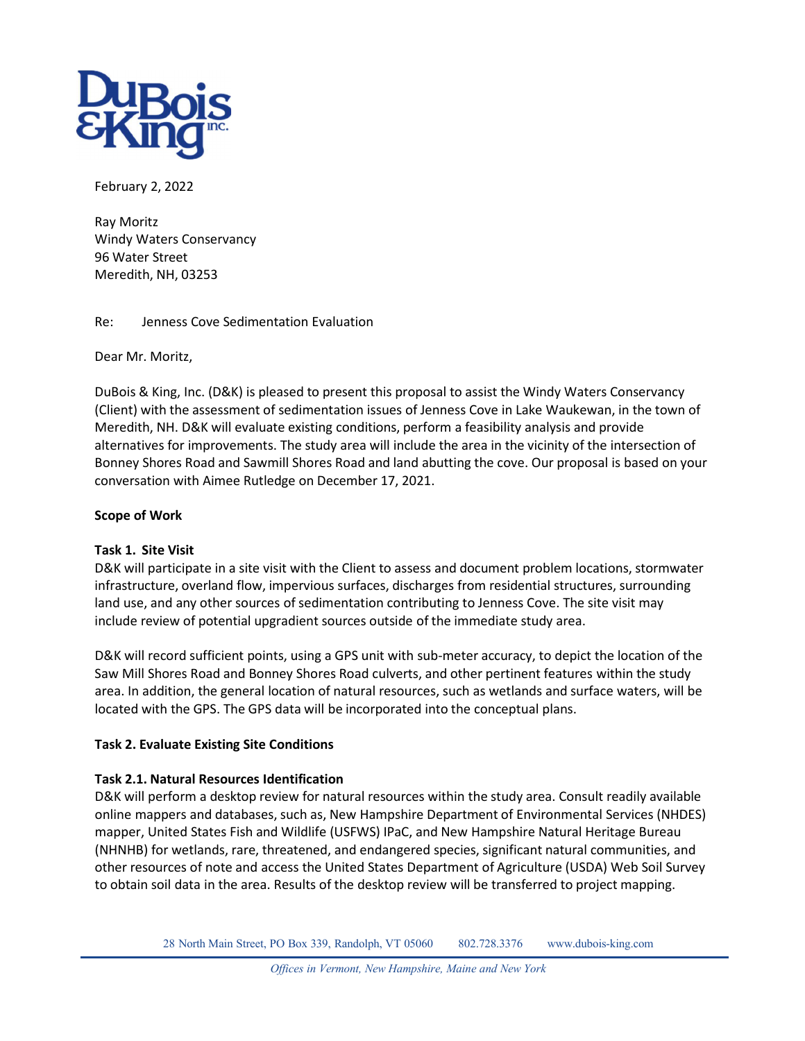February 2, 2022

Ray Moritz
Windy Waters Conservancy
96 Water Street
Meredith, NH, 03253

Re: Jenness Cove Sedimentation Evaluation

Dear Mr. Moritz,

DuBois & King, Inc. (D&K) is pleased to present this proposal to assist the Windy Waters Conservancy (Client) with the assessment of sedimentation issues of Jenness Cove in Lake Waukewan, in the town of Meredith, NH. D&K will evaluate existing conditions, perform a feasibility analysis and provide alternatives for improvements. The study area will include the area in the vicinity of the intersection of Bonney Shores Road and Sawmill Shores Road and land abutting the cove. Our proposal is based on your conversation with Aimee Rutledge on December 17, 2021.

**Scope of Work**

**Task 1. Site Visit**

D&K will participate in a site visit with the Client to assess and document problem locations, stormwater infrastructure, overland flow, impervious surfaces, discharges from residential structures, surrounding land use, and any other sources of sedimentation contributing to Jenness Cove. The site visit may include review of potential upgradient sources outside of the immediate study area.

D&K will record sufficient points, using a GPS unit with sub-meter accuracy, to depict the location of the Saw Mill Shores Road and Bonney Shores Road culverts, and other pertinent features within the study area. In addition, the general location of natural resources, such as wetlands and surface waters, will be located with the GPS. The GPS data will be incorporated into the conceptual plans.

**Task 2. Evaluate Existing Site Conditions**

**Task 2.1. Natural Resources Identification**

D&K will perform a desktop review for natural resources within the study area. Consult readily available online mappers and databases, such as, New Hampshire Department of Environmental Services (NHDES) mapper, United States Fish and Wildlife (USFWS) IPaC, and New Hampshire Natural Heritage Bureau (NHNHB) for wetlands, rare, threatened, and endangered species, significant natural communities, and other resources of note and access the United States Department of Agriculture (USDA) Web Soil Survey to obtain soil data in the area. Results of the desktop review will be transferred to project mapping.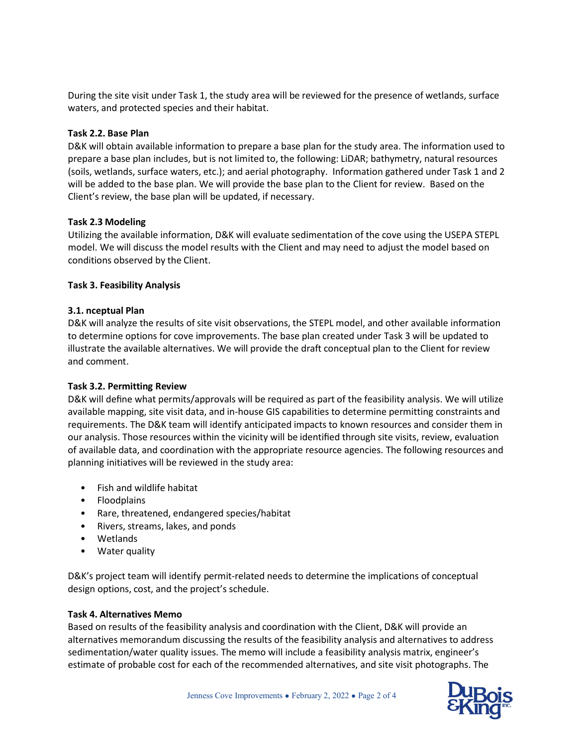During the site visit under Task 1, the study area will be reviewed for the presence of wetlands, surface waters, and protected species and their habitat.

**Task 2.2. Base Plan**

D&K will obtain available information to prepare a base plan for the study area. The information used to prepare a base plan includes, but is not limited to, the following: LiDAR; bathymetry, natural resources (soils, wetlands, surface waters, etc.); and aerial photography. Information gathered under Task 1 and 2 will be added to the base plan. We will provide the base plan to the Client for review. Based on the Client's review, the base plan will be updated, if necessary.

**Task 2.3 Modeling**

Utilizing the available information, D&K will evaluate sedimentation of the cove using the USEPA STEPL model. We will discuss the model results with the Client and may need to adjust the model based on conditions observed by the Client.

**Task 3. Feasibility Analysis**

**3.1. nceptual Plan**

D&K will analyze the results of site visit observations, the STEPL model, and other available information to determine options for cove improvements. The base plan created under Task 3 will be updated to illustrate the available alternatives. We will provide the draft conceptual plan to the Client for review and comment.

**Task 3.2. Permitting Review**

D&K will define what permits/approvals will be required as part of the feasibility analysis. We will utilize available mapping, site visit data, and in-house GIS capabilities to determine permitting constraints and requirements. The D&K team will identify anticipated impacts to known resources and consider them in our analysis. Those resources within the vicinity will be identified through site visits, review, evaluation of available data, and coordination with the appropriate resource agencies. The following resources and planning initiatives will be reviewed in the study area:

- Fish and wildlife habitat
- Floodplains
- Rare, threatened, endangered species/habitat
- Rivers, streams, lakes, and ponds
- Wetlands
- Water quality

D&K's project team will identify permit-related needs to determine the implications of conceptual design options, cost, and the project's schedule.

**Task 4. Alternatives Memo**

Based on results of the feasibility analysis and coordination with the Client, D&K will provide an alternatives memorandum discussing the results of the feasibility analysis and alternatives to address sedimentation/water quality issues. The memo will include a feasibility analysis matrix, engineer's estimate of probable cost for each of the recommended alternatives, and site visit photographs. The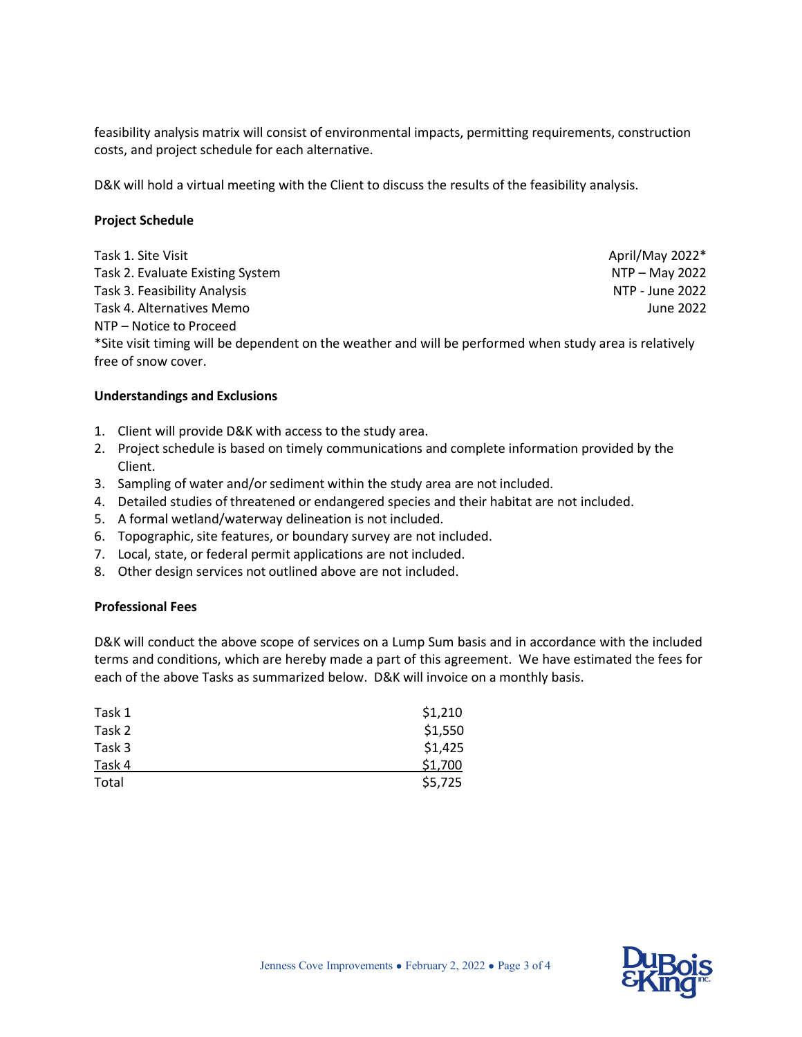feasibility analysis matrix will consist of environmental impacts, permitting requirements, construction costs, and project schedule for each alternative.

D&K will hold a virtual meeting with the Client to discuss the results of the feasibility analysis.

**Project Schedule**

| | |
|---|---|
| Task 1. Site Visit | April/May 2022* |
| Task 2. Evaluate Existing System | NTP – May 2022 |
| Task 3. Feasibility Analysis | NTP - June 2022 |
| Task 4. Alternatives Memo | June 2022 |

NTP – Notice to Proceed

*Site visit timing will be dependent on the weather and will be performed when study area is relatively free of snow cover.

**Understandings and Exclusions**

1. Client will provide D&K with access to the study area.
2. Project schedule is based on timely communications and complete information provided by the Client.
3. Sampling of water and/or sediment within the study area are not included.
4. Detailed studies of threatened or endangered species and their habitat are not included.
5. A formal wetland/waterway delineation is not included.
6. Topographic, site features, or boundary survey are not included.
7. Local, state, or federal permit applications are not included.
8. Other design services not outlined above are not included.

**Professional Fees**

D&K will conduct the above scope of services on a Lump Sum basis and in accordance with the included terms and conditions, which are hereby made a part of this agreement. We have estimated the fees for each of the above Tasks as summarized below. D&K will invoice on a monthly basis.

| | |
|---|---|
| Task 1 | $1,210 |
| Task 2 | $1,550 |
| Task 3 | $1,425 |
| Task 4 | $1,700 |
| Total | $5,725 |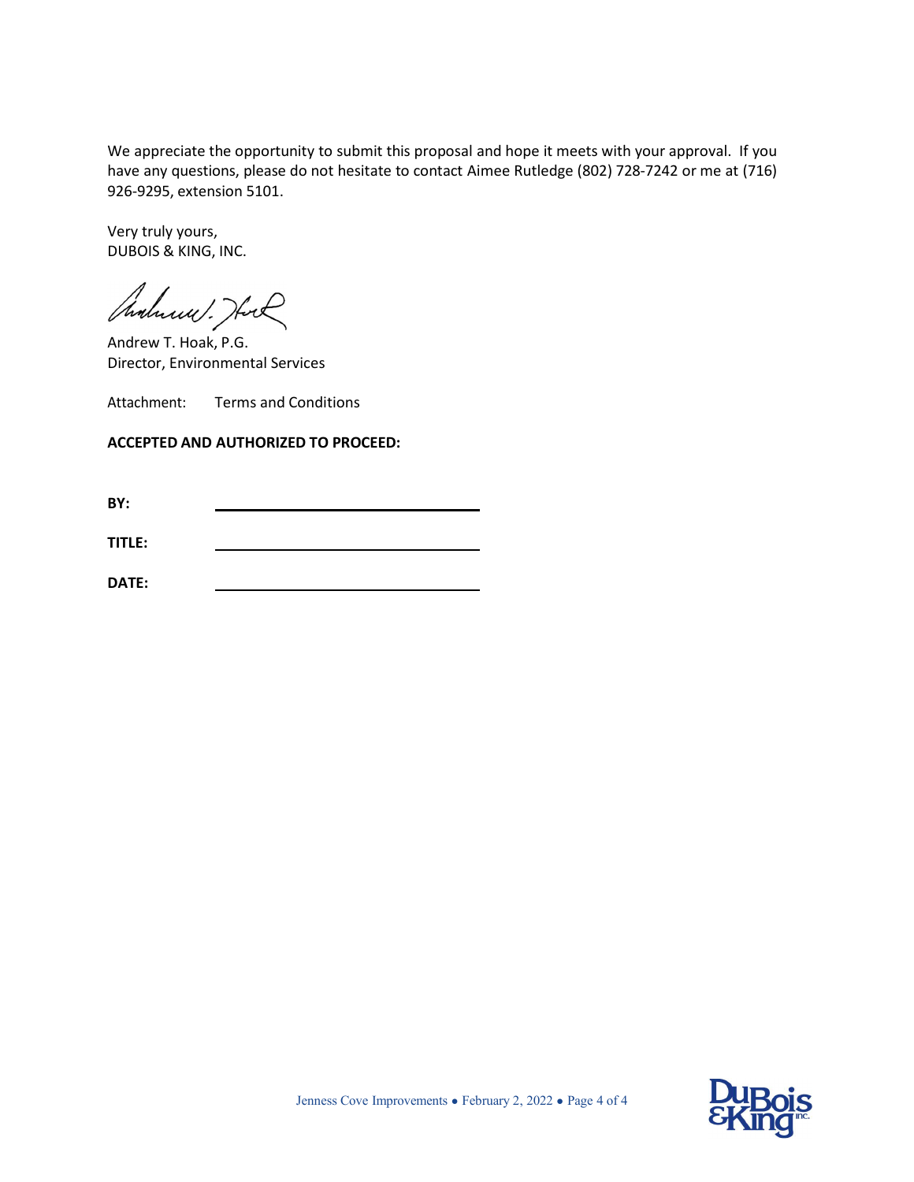We appreciate the opportunity to submit this proposal and hope it meets with your approval. If you have any questions, please do not hesitate to contact Aimee Rutledge (802) 728-7242 or me at (716) 926-9295, extension 5101.

Very truly yours,
DUBOIS & KING, INC.

Andrew T. Hoak, P.G.
Director, Environmental Services

Attachment: Terms and Conditions

**ACCEPTED AND AUTHORIZED TO PROCEED:**

**BY:** \_\_\_\_\_\_\_\_\_\_\_\_\_\_\_\_\_\_\_\_\_\_\_\_\_\_\_\_

**TITLE:** \_\_\_\_\_\_\_\_\_\_\_\_\_\_\_\_\_\_\_\_\_\_\_\_\_\_\_\_

**DATE:** \_\_\_\_\_\_\_\_\_\_\_\_\_\_\_\_\_\_\_\_\_\_\_\_\_\_\_\_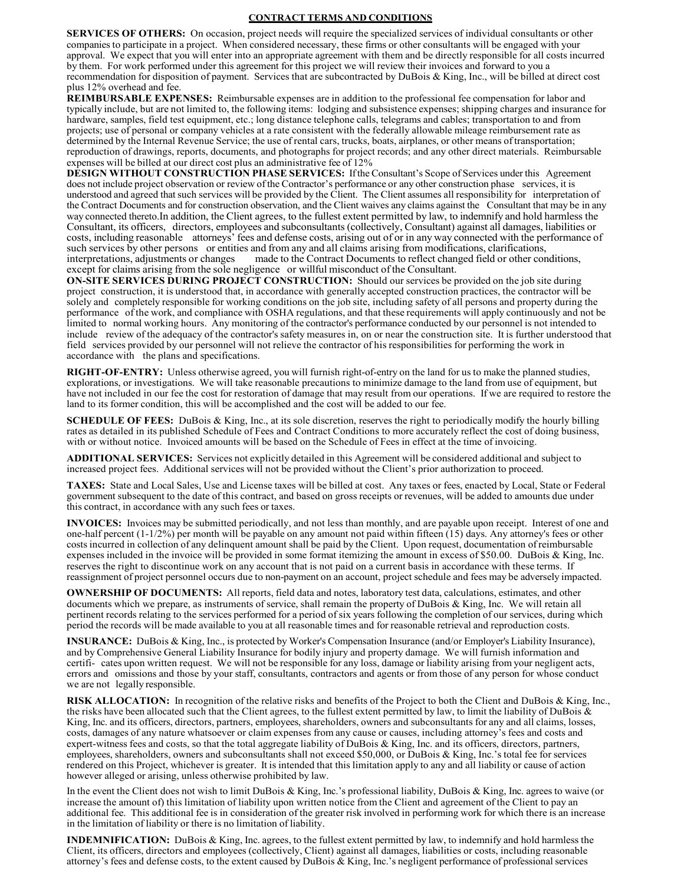## CONTRACT TERMS AND CONDITIONS

**SERVICES OF OTHERS:** On occasion, project needs will require the specialized services of individual consultants or other companies to participate in a project. When considered necessary, these firms or other consultants will be engaged with your approval. We expect that you will enter into an appropriate agreement with them and be directly responsible for all costs incurred by them. For work performed under this agreement for this project we will review their invoices and forward to you a recommendation for disposition of payment. Services that are subcontracted by DuBois & King, Inc., will be billed at direct cost plus 12% overhead and fee.

**REIMBURSABLE EXPENSES:** Reimbursable expenses are in addition to the professional fee compensation for labor and typically include, but are not limited to, the following items: lodging and subsistence expenses; shipping charges and insurance for hardware, samples, field test equipment, etc.; long distance telephone calls, telegrams and cables; transportation to and from projects; use of personal or company vehicles at a rate consistent with the federally allowable mileage reimbursement rate as determined by the Internal Revenue Service; the use of rental cars, trucks, boats, airplanes, or other means of transportation; reproduction of drawings, reports, documents, and photographs for project records; and any other direct materials. Reimbursable expenses will be billed at our direct cost plus an administrative fee of 12%

**DESIGN WITHOUT CONSTRUCTION PHASE SERVICES:** If the Consultant's Scope of Services under this Agreement does not include project observation or review of the Contractor's performance or any other construction phase services, it is understood and agreed that such services will be provided by the Client. The Client assumes all responsibility for interpretation of the Contract Documents and for construction observation, and the Client waives any claims against the Consultant that may be in any way connected thereto.In addition, the Client agrees, to the fullest extent permitted by law, to indemnify and hold harmless the Consultant, its officers, directors, employees and subconsultants (collectively, Consultant) against all damages, liabilities or costs, including reasonable attorneys' fees and defense costs, arising out of or in any way connected with the performance of such services by other persons or entities and from any and all claims arising from modifications, clarifications, interpretations, adjustments or changes made to the Contract Documents to reflect changed field or other conditions, except for claims arising from the sole negligence or willful misconduct of the Consultant.

**ON-SITE SERVICES DURING PROJECT CONSTRUCTION:** Should our services be provided on the job site during project construction, it is understood that, in accordance with generally accepted construction practices, the contractor will be solely and completely responsible for working conditions on the job site, including safety of all persons and property during the performance of the work, and compliance with OSHA regulations, and that these requirements will apply continuously and not be limited to normal working hours. Any monitoring of the contractor's performance conducted by our personnel is not intended to include review of the adequacy of the contractor's safety measures in, on or near the construction site. It is further understood that field services provided by our personnel will not relieve the contractor of his responsibilities for performing the work in accordance with the plans and specifications.

**RIGHT-OF-ENTRY:** Unless otherwise agreed, you will furnish right-of-entry on the land for us to make the planned studies, explorations, or investigations. We will take reasonable precautions to minimize damage to the land from use of equipment, but have not included in our fee the cost for restoration of damage that may result from our operations. If we are required to restore the land to its former condition, this will be accomplished and the cost will be added to our fee.

**SCHEDULE OF FEES:** DuBois & King, Inc., at its sole discretion, reserves the right to periodically modify the hourly billing rates as detailed in its published Schedule of Fees and Contract Conditions to more accurately reflect the cost of doing business, with or without notice. Invoiced amounts will be based on the Schedule of Fees in effect at the time of invoicing.

**ADDITIONAL SERVICES:** Services not explicitly detailed in this Agreement will be considered additional and subject to increased project fees. Additional services will not be provided without the Client's prior authorization to proceed.

**TAXES:** State and Local Sales, Use and License taxes will be billed at cost. Any taxes or fees, enacted by Local, State or Federal government subsequent to the date of this contract, and based on gross receipts or revenues, will be added to amounts due under this contract, in accordance with any such fees or taxes.

**INVOICES:** Invoices may be submitted periodically, and not less than monthly, and are payable upon receipt. Interest of one and one-half percent (1-1/2%) per month will be payable on any amount not paid within fifteen (15) days. Any attorney's fees or other costs incurred in collection of any delinquent amount shall be paid by the Client. Upon request, documentation of reimbursable expenses included in the invoice will be provided in some format itemizing the amount in excess of $50.00. DuBois & King, Inc. reserves the right to discontinue work on any account that is not paid on a current basis in accordance with these terms. If reassignment of project personnel occurs due to non-payment on an account, project schedule and fees may be adversely impacted.

**OWNERSHIP OF DOCUMENTS:** All reports, field data and notes, laboratory test data, calculations, estimates, and other documents which we prepare, as instruments of service, shall remain the property of DuBois & King, Inc. We will retain all pertinent records relating to the services performed for a period of six years following the completion of our services, during which period the records will be made available to you at all reasonable times and for reasonable retrieval and reproduction costs.

**INSURANCE:** DuBois & King, Inc., is protected by Worker's Compensation Insurance (and/or Employer's Liability Insurance), and by Comprehensive General Liability Insurance for bodily injury and property damage. We will furnish information and certifi- cates upon written request. We will not be responsible for any loss, damage or liability arising from your negligent acts, errors and omissions and those by your staff, consultants, contractors and agents or from those of any person for whose conduct we are not legally responsible.

**RISK ALLOCATION:** In recognition of the relative risks and benefits of the Project to both the Client and DuBois & King, Inc., the risks have been allocated such that the Client agrees, to the fullest extent permitted by law, to limit the liability of DuBois & King, Inc. and its officers, directors, partners, employees, shareholders, owners and subconsultants for any and all claims, losses, costs, damages of any nature whatsoever or claim expenses from any cause or causes, including attorney's fees and costs and expert-witness fees and costs, so that the total aggregate liability of DuBois & King, Inc. and its officers, directors, partners, employees, shareholders, owners and subconsultants shall not exceed $50,000, or DuBois & King, Inc.'s total fee for services rendered on this Project, whichever is greater. It is intended that this limitation apply to any and all liability or cause of action however alleged or arising, unless otherwise prohibited by law.

In the event the Client does not wish to limit DuBois & King, Inc.'s professional liability, DuBois & King, Inc. agrees to waive (or increase the amount of) this limitation of liability upon written notice from the Client and agreement of the Client to pay an additional fee. This additional fee is in consideration of the greater risk involved in performing work for which there is an increase in the limitation of liability or there is no limitation of liability.

**INDEMNIFICATION:** DuBois & King, Inc. agrees, to the fullest extent permitted by law, to indemnify and hold harmless the Client, its officers, directors and employees (collectively, Client) against all damages, liabilities or costs, including reasonable attorney's fees and defense costs, to the extent caused by DuBois & King, Inc.'s negligent performance of professional services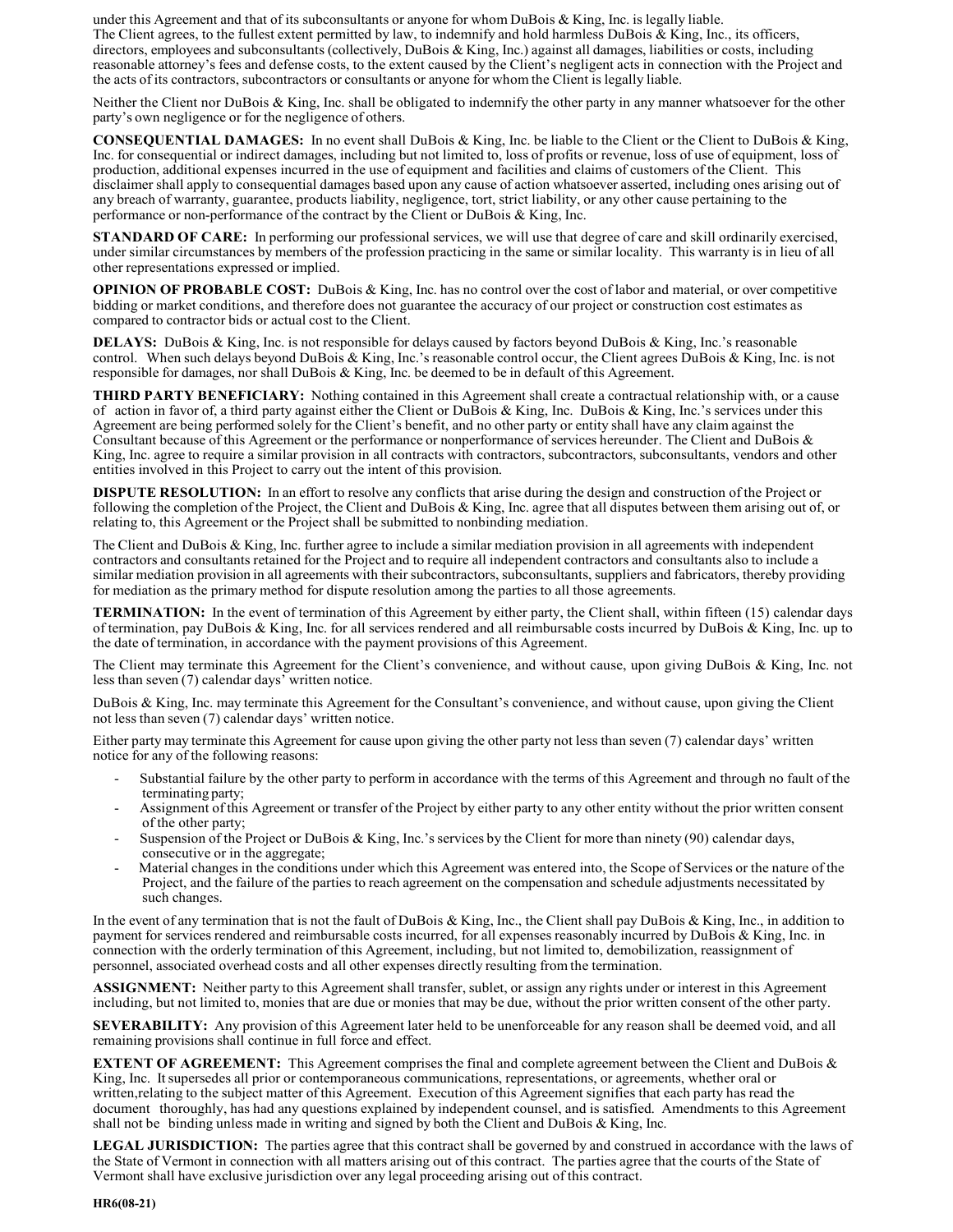under this Agreement and that of its subconsultants or anyone for whom DuBois & King, Inc. is legally liable.
The Client agrees, to the fullest extent permitted by law, to indemnify and hold harmless DuBois & King, Inc., its officers, directors, employees and subconsultants (collectively, DuBois & King, Inc.) against all damages, liabilities or costs, including reasonable attorney's fees and defense costs, to the extent caused by the Client's negligent acts in connection with the Project and the acts of its contractors, subcontractors or consultants or anyone for whom the Client is legally liable.

Neither the Client nor DuBois & King, Inc. shall be obligated to indemnify the other party in any manner whatsoever for the other party's own negligence or for the negligence of others.

**CONSEQUENTIAL DAMAGES:** In no event shall DuBois & King, Inc. be liable to the Client or the Client to DuBois & King, Inc. for consequential or indirect damages, including but not limited to, loss of profits or revenue, loss of use of equipment, loss of production, additional expenses incurred in the use of equipment and facilities and claims of customers of the Client. This disclaimer shall apply to consequential damages based upon any cause of action whatsoever asserted, including ones arising out of any breach of warranty, guarantee, products liability, negligence, tort, strict liability, or any other cause pertaining to the performance or non-performance of the contract by the Client or DuBois & King, Inc.

**STANDARD OF CARE:** In performing our professional services, we will use that degree of care and skill ordinarily exercised, under similar circumstances by members of the profession practicing in the same or similar locality. This warranty is in lieu of all other representations expressed or implied.

**OPINION OF PROBABLE COST:** DuBois & King, Inc. has no control over the cost of labor and material, or over competitive bidding or market conditions, and therefore does not guarantee the accuracy of our project or construction cost estimates as compared to contractor bids or actual cost to the Client.

**DELAYS:** DuBois & King, Inc. is not responsible for delays caused by factors beyond DuBois & King, Inc.'s reasonable control. When such delays beyond DuBois & King, Inc.'s reasonable control occur, the Client agrees DuBois & King, Inc. is not responsible for damages, nor shall DuBois & King, Inc. be deemed to be in default of this Agreement.

**THIRD PARTY BENEFICIARY:** Nothing contained in this Agreement shall create a contractual relationship with, or a cause of action in favor of, a third party against either the Client or DuBois & King, Inc. DuBois & King, Inc.'s services under this Agreement are being performed solely for the Client's benefit, and no other party or entity shall have any claim against the Consultant because of this Agreement or the performance or nonperformance of services hereunder. The Client and DuBois & King, Inc. agree to require a similar provision in all contracts with contractors, subcontractors, subconsultants, vendors and other entities involved in this Project to carry out the intent of this provision.

**DISPUTE RESOLUTION:** In an effort to resolve any conflicts that arise during the design and construction of the Project or following the completion of the Project, the Client and DuBois & King, Inc. agree that all disputes between them arising out of, or relating to, this Agreement or the Project shall be submitted to nonbinding mediation.

The Client and DuBois & King, Inc. further agree to include a similar mediation provision in all agreements with independent contractors and consultants retained for the Project and to require all independent contractors and consultants also to include a similar mediation provision in all agreements with their subcontractors, subconsultants, suppliers and fabricators, thereby providing for mediation as the primary method for dispute resolution among the parties to all those agreements.

**TERMINATION:** In the event of termination of this Agreement by either party, the Client shall, within fifteen (15) calendar days of termination, pay DuBois & King, Inc. for all services rendered and all reimbursable costs incurred by DuBois & King, Inc. up to the date of termination, in accordance with the payment provisions of this Agreement.

The Client may terminate this Agreement for the Client's convenience, and without cause, upon giving DuBois & King, Inc. not less than seven (7) calendar days' written notice.

DuBois & King, Inc. may terminate this Agreement for the Consultant's convenience, and without cause, upon giving the Client not less than seven (7) calendar days' written notice.

Either party may terminate this Agreement for cause upon giving the other party not less than seven (7) calendar days' written notice for any of the following reasons:

- Substantial failure by the other party to perform in accordance with the terms of this Agreement and through no fault of the terminating party;
- Assignment of this Agreement or transfer of the Project by either party to any other entity without the prior written consent of the other party;
- Suspension of the Project or DuBois & King, Inc.'s services by the Client for more than ninety (90) calendar days, consecutive or in the aggregate;
- Material changes in the conditions under which this Agreement was entered into, the Scope of Services or the nature of the Project, and the failure of the parties to reach agreement on the compensation and schedule adjustments necessitated by such changes.

In the event of any termination that is not the fault of DuBois & King, Inc., the Client shall pay DuBois & King, Inc., in addition to payment for services rendered and reimbursable costs incurred, for all expenses reasonably incurred by DuBois & King, Inc. in connection with the orderly termination of this Agreement, including, but not limited to, demobilization, reassignment of personnel, associated overhead costs and all other expenses directly resulting from the termination.

**ASSIGNMENT:** Neither party to this Agreement shall transfer, sublet, or assign any rights under or interest in this Agreement including, but not limited to, monies that are due or monies that may be due, without the prior written consent of the other party.

**SEVERABILITY:** Any provision of this Agreement later held to be unenforceable for any reason shall be deemed void, and all remaining provisions shall continue in full force and effect.

**EXTENT OF AGREEMENT:** This Agreement comprises the final and complete agreement between the Client and DuBois & King, Inc. It supersedes all prior or contemporaneous communications, representations, or agreements, whether oral or written,relating to the subject matter of this Agreement. Execution of this Agreement signifies that each party has read the document thoroughly, has had any questions explained by independent counsel, and is satisfied. Amendments to this Agreement shall not be binding unless made in writing and signed by both the Client and DuBois & King, Inc.

**LEGAL JURISDICTION:** The parties agree that this contract shall be governed by and construed in accordance with the laws of the State of Vermont in connection with all matters arising out of this contract. The parties agree that the courts of the State of Vermont shall have exclusive jurisdiction over any legal proceeding arising out of this contract.

**HR6(08-21)**